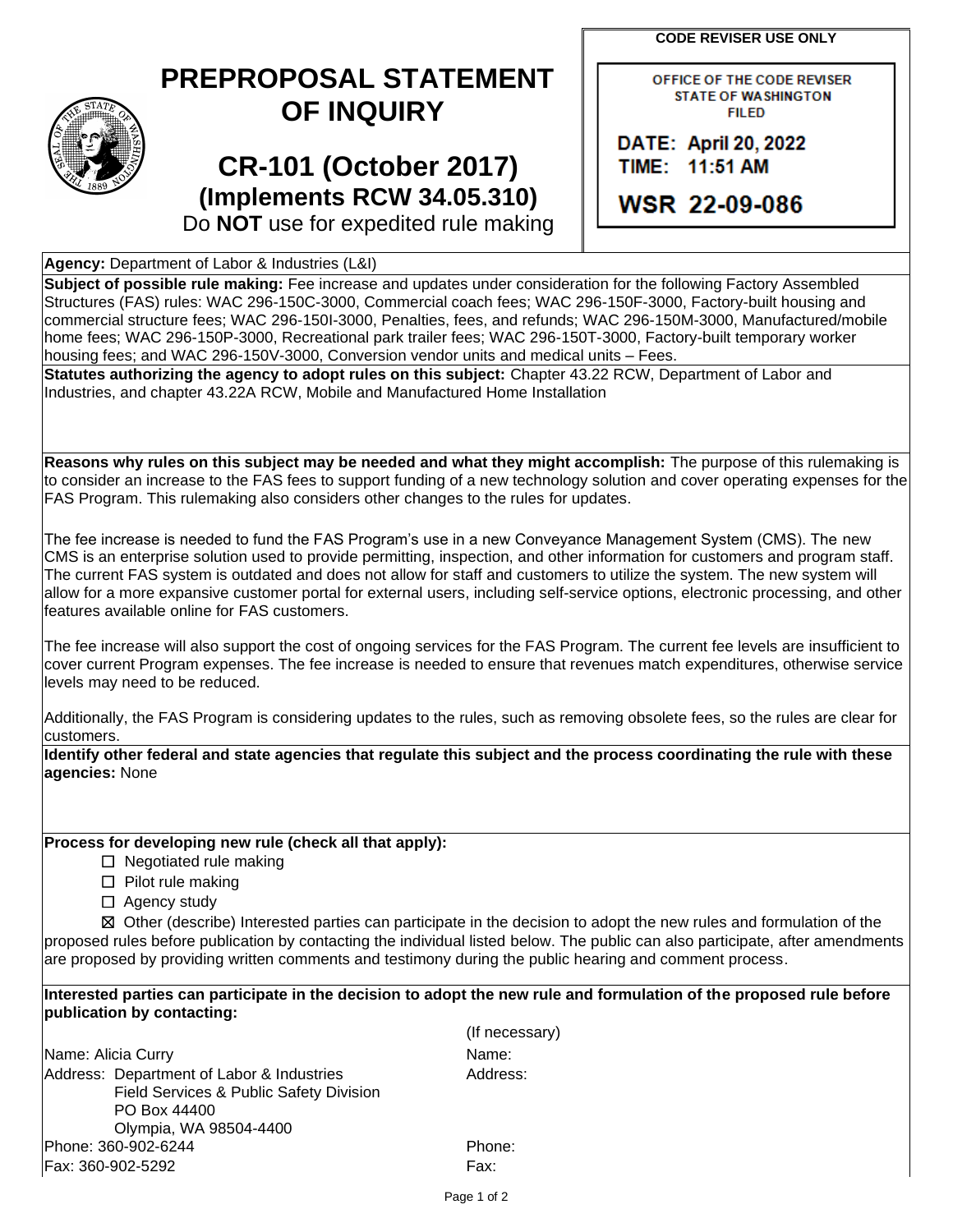# PREPROPOSAL STATEMENT OF INQUIRY

## CR-101 (October 2017)
### (Implements RCW 34.05.310)
Do **NOT** use for expedited rule making

**CODE REVISER USE ONLY**

OFFICE OF THE CODE REVISER
STATE OF WASHINGTON
FILED

DATE: April 20, 2022
TIME: 11:51 AM

WSR 22-09-086

**Agency:** Department of Labor & Industries (L&I)

**Subject of possible rule making:** Fee increase and updates under consideration for the following Factory Assembled Structures (FAS) rules: WAC 296-150C-3000, Commercial coach fees; WAC 296-150F-3000, Factory-built housing and commercial structure fees; WAC 296-150I-3000, Penalties, fees, and refunds; WAC 296-150M-3000, Manufactured/mobile home fees; WAC 296-150P-3000, Recreational park trailer fees; WAC 296-150T-3000, Factory-built temporary worker housing fees; and WAC 296-150V-3000, Conversion vendor units and medical units – Fees.

**Statutes authorizing the agency to adopt rules on this subject:** Chapter 43.22 RCW, Department of Labor and Industries, and chapter 43.22A RCW, Mobile and Manufactured Home Installation

**Reasons why rules on this subject may be needed and what they might accomplish:** The purpose of this rulemaking is to consider an increase to the FAS fees to support funding of a new technology solution and cover operating expenses for the FAS Program. This rulemaking also considers other changes to the rules for updates.

The fee increase is needed to fund the FAS Program's use in a new Conveyance Management System (CMS). The new CMS is an enterprise solution used to provide permitting, inspection, and other information for customers and program staff. The current FAS system is outdated and does not allow for staff and customers to utilize the system. The new system will allow for a more expansive customer portal for external users, including self-service options, electronic processing, and other features available online for FAS customers.

The fee increase will also support the cost of ongoing services for the FAS Program. The current fee levels are insufficient to cover current Program expenses. The fee increase is needed to ensure that revenues match expenditures, otherwise service levels may need to be reduced.

Additionally, the FAS Program is considering updates to the rules, such as removing obsolete fees, so the rules are clear for customers.

**Identify other federal and state agencies that regulate this subject and the process coordinating the rule with these agencies:** None

**Process for developing new rule (check all that apply):**

- ☐ Negotiated rule making
- ☐ Pilot rule making
- ☐ Agency study
- ☒ Other (describe) Interested parties can participate in the decision to adopt the new rules and formulation of the proposed rules before publication by contacting the individual listed below. The public can also participate, after amendments are proposed by providing written comments and testimony during the public hearing and comment process.

**Interested parties can participate in the decision to adopt the new rule and formulation of the proposed rule before publication by contacting:**

| | (If necessary) |
|---|---|
| Name: Alicia Curry | Name: |
| Address: Department of Labor & Industries<br>Field Services & Public Safety Division<br>PO Box 44400<br>Olympia, WA 98504-4400 | Address: |
| Phone: 360-902-6244 | Phone: |
| Fax: 360-902-5292 | Fax: |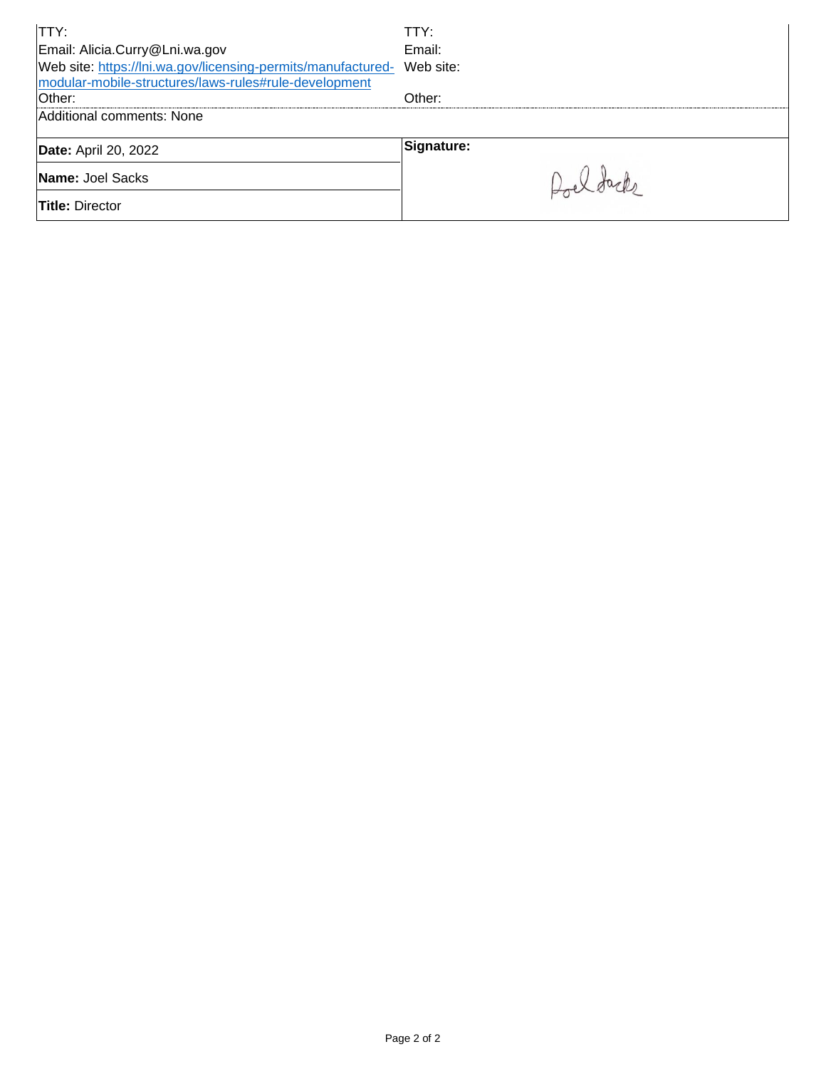| | |
|---|---|
| TTY: | TTY: |
| Email: Alicia.Curry@Lni.wa.gov | Email: |
| Web site: https://lni.wa.gov/licensing-permits/manufactured-modular-mobile-structures/laws-rules#rule-development | Web site: |
| Other: | Other: |

Additional comments: None

| | |
|---|---|
| **Date:** April 20, 2022 | **Signature:** |
| **Name:** Joel Sacks | |
| **Title:** Director | |